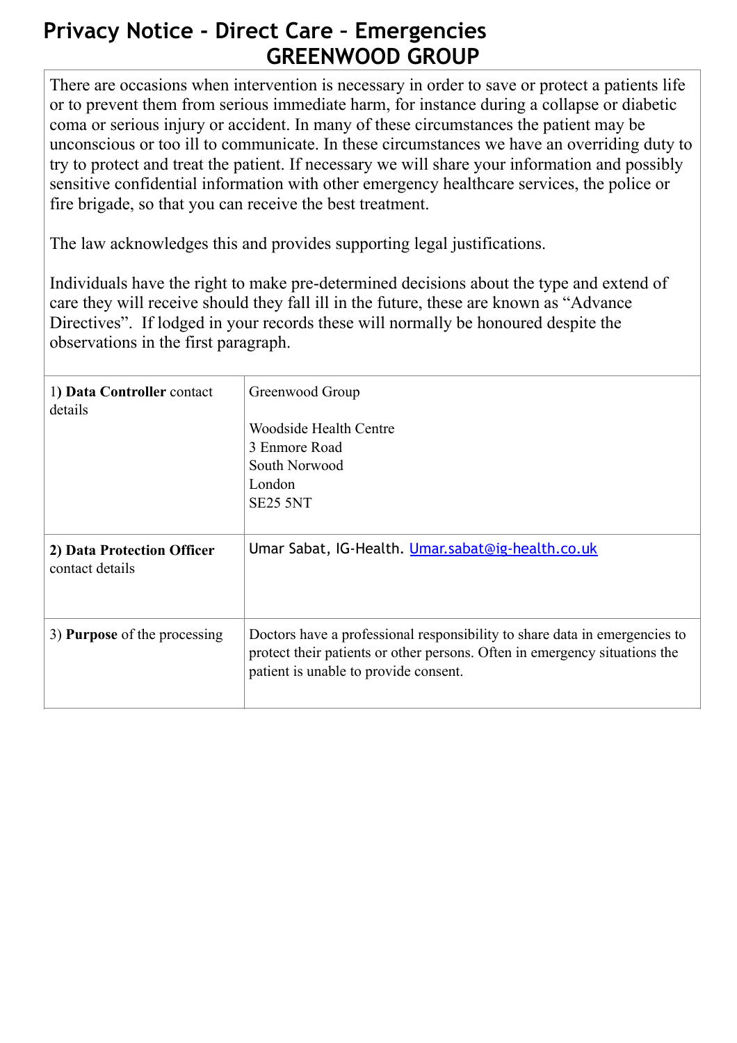# Privacy Notice - Direct Care – Emergencies
# GREENWOOD GROUP

There are occasions when intervention is necessary in order to save or protect a patients life or to prevent them from serious immediate harm, for instance during a collapse or diabetic coma or serious injury or accident. In many of these circumstances the patient may be unconscious or too ill to communicate. In these circumstances we have an overriding duty to try to protect and treat the patient. If necessary we will share your information and possibly sensitive confidential information with other emergency healthcare services, the police or fire brigade, so that you can receive the best treatment.

The law acknowledges this and provides supporting legal justifications.

Individuals have the right to make pre-determined decisions about the type and extend of care they will receive should they fall ill in the future, these are known as "Advance Directives". If lodged in your records these will normally be honoured despite the observations in the first paragraph.

| | |
|---|---|
| 1) **Data Controller** contact details | Greenwood Group<br><br>Woodside Health Centre<br>3 Enmore Road<br>South Norwood<br>London<br>SE25 5NT |
| **2) Data Protection Officer** contact details | Umar Sabat, IG-Health. Umar.sabat@ig-health.co.uk |
| 3) **Purpose** of the processing | Doctors have a professional responsibility to share data in emergencies to protect their patients or other persons. Often in emergency situations the patient is unable to provide consent. |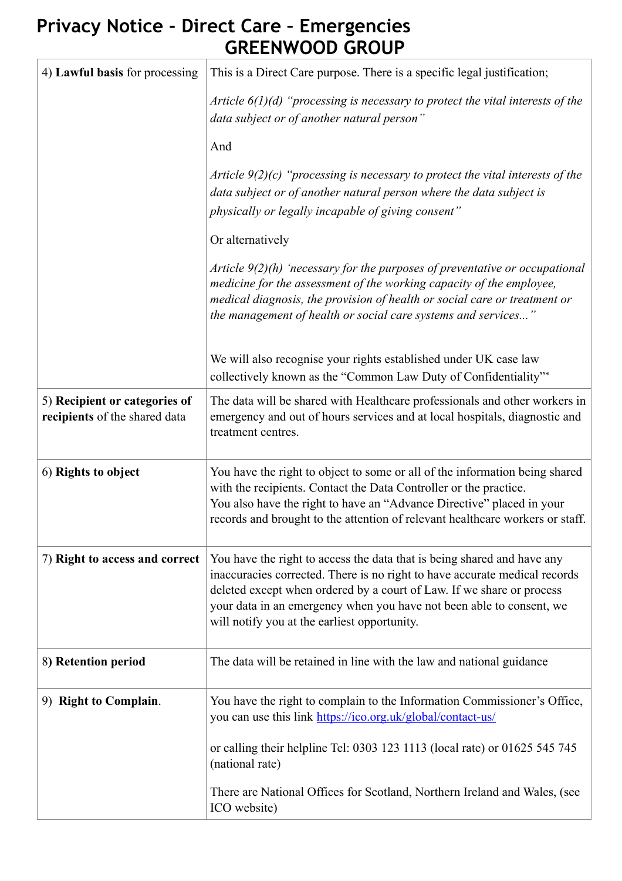# Privacy Notice - Direct Care – Emergencies
## GREENWOOD GROUP

| | |
|---|---|
| 4) **Lawful basis** for processing | This is a Direct Care purpose. There is a specific legal justification;<br><br>*Article 6(1)(d) "processing is necessary to protect the vital interests of the data subject or of another natural person"*<br><br>And<br><br>*Article 9(2)(c) "processing is necessary to protect the vital interests of the data subject or of another natural person where the data subject is physically or legally incapable of giving consent"*<br><br>Or alternatively<br><br>*Article 9(2)(h) 'necessary for the purposes of preventative or occupational medicine for the assessment of the working capacity of the employee, medical diagnosis, the provision of health or social care or treatment or the management of health or social care systems and services..."*<br><br>We will also recognise your rights established under UK case law collectively known as the "Common Law Duty of Confidentiality"* |
| 5) **Recipient or categories of recipients** of the shared data | The data will be shared with Healthcare professionals and other workers in emergency and out of hours services and at local hospitals, diagnostic and treatment centres. |
| 6) **Rights to object** | You have the right to object to some or all of the information being shared with the recipients. Contact the Data Controller or the practice.<br>You also have the right to have an "Advance Directive" placed in your records and brought to the attention of relevant healthcare workers or staff. |
| 7) **Right to access and correct** | You have the right to access the data that is being shared and have any inaccuracies corrected. There is no right to have accurate medical records deleted except when ordered by a court of Law. If we share or process your data in an emergency when you have not been able to consent, we will notify you at the earliest opportunity. |
| 8) **Retention period** | The data will be retained in line with the law and national guidance |
| 9) **Right to Complain**. | You have the right to complain to the Information Commissioner's Office, you can use this link https://ico.org.uk/global/contact-us/<br><br>or calling their helpline Tel: 0303 123 1113 (local rate) or 01625 545 745 (national rate)<br><br>There are National Offices for Scotland, Northern Ireland and Wales, (see ICO website) |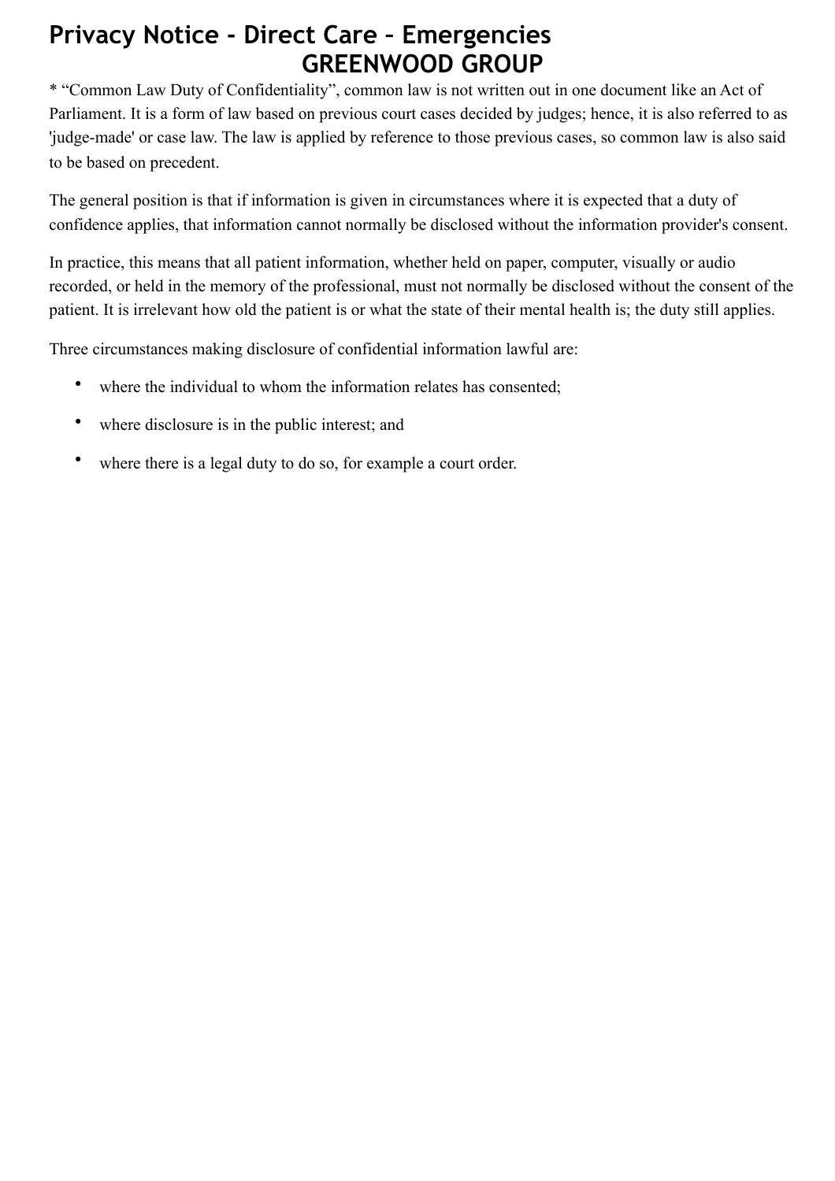# Privacy Notice - Direct Care – Emergencies
# GREENWOOD GROUP

* “Common Law Duty of Confidentiality”, common law is not written out in one document like an Act of Parliament. It is a form of law based on previous court cases decided by judges; hence, it is also referred to as 'judge-made' or case law. The law is applied by reference to those previous cases, so common law is also said to be based on precedent.

The general position is that if information is given in circumstances where it is expected that a duty of confidence applies, that information cannot normally be disclosed without the information provider's consent.

In practice, this means that all patient information, whether held on paper, computer, visually or audio recorded, or held in the memory of the professional, must not normally be disclosed without the consent of the patient. It is irrelevant how old the patient is or what the state of their mental health is; the duty still applies.

Three circumstances making disclosure of confidential information lawful are:

- where the individual to whom the information relates has consented;
- where disclosure is in the public interest; and
- where there is a legal duty to do so, for example a court order.